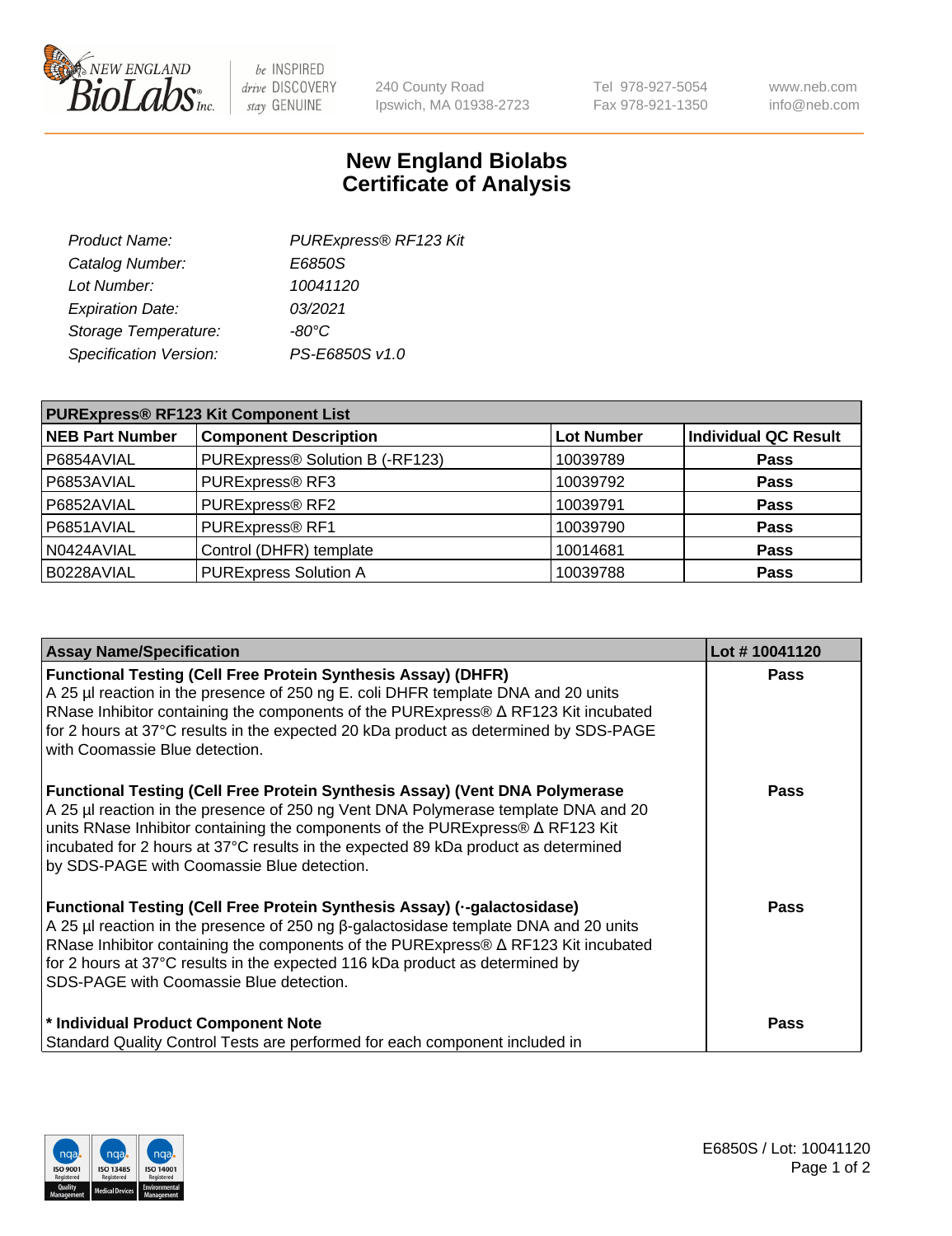# New England Biolabs Certificate of Analysis

| | |
|---|---|
| *Product Name:* | *PURExpress® RF123 Kit* |
| *Catalog Number:* | *E6850S* |
| *Lot Number:* | *10041120* |
| *Expiration Date:* | *03/2021* |
| *Storage Temperature:* | *-80°C* |
| *Specification Version:* | *PS-E6850S v1.0* |

| PURExpress® RF123 Kit Component List | | | |
|---|---|---|---|
| **NEB Part Number** | **Component Description** | **Lot Number** | **Individual QC Result** |
| P6854AVIAL | PURExpress® Solution B (-RF123) | 10039789 | **Pass** |
| P6853AVIAL | PURExpress® RF3 | 10039792 | **Pass** |
| P6852AVIAL | PURExpress® RF2 | 10039791 | **Pass** |
| P6851AVIAL | PURExpress® RF1 | 10039790 | **Pass** |
| N0424AVIAL | Control (DHFR) template | 10014681 | **Pass** |
| B0228AVIAL | PURExpress Solution A | 10039788 | **Pass** |

| Assay Name/Specification | Lot # 10041120 |
|---|---|
| **Functional Testing (Cell Free Protein Synthesis Assay) (DHFR)** A 25 µl reaction in the presence of 250 ng E. coli DHFR template DNA and 20 units RNase Inhibitor containing the components of the PURExpress® Δ RF123 Kit incubated for 2 hours at 37°C results in the expected 20 kDa product as determined by SDS-PAGE with Coomassie Blue detection. | **Pass** |
| **Functional Testing (Cell Free Protein Synthesis Assay) (Vent DNA Polymerase** A 25 µl reaction in the presence of 250 ng Vent DNA Polymerase template DNA and 20 units RNase Inhibitor containing the components of the PURExpress® Δ RF123 Kit incubated for 2 hours at 37°C results in the expected 89 kDa product as determined by SDS-PAGE with Coomassie Blue detection. | **Pass** |
| **Functional Testing (Cell Free Protein Synthesis Assay) (·-galactosidase)** A 25 µl reaction in the presence of 250 ng β-galactosidase template DNA and 20 units RNase Inhibitor containing the components of the PURExpress® Δ RF123 Kit incubated for 2 hours at 37°C results in the expected 116 kDa product as determined by SDS-PAGE with Coomassie Blue detection. | **Pass** |
| **\* Individual Product Component Note** Standard Quality Control Tests are performed for each component included in | **Pass** |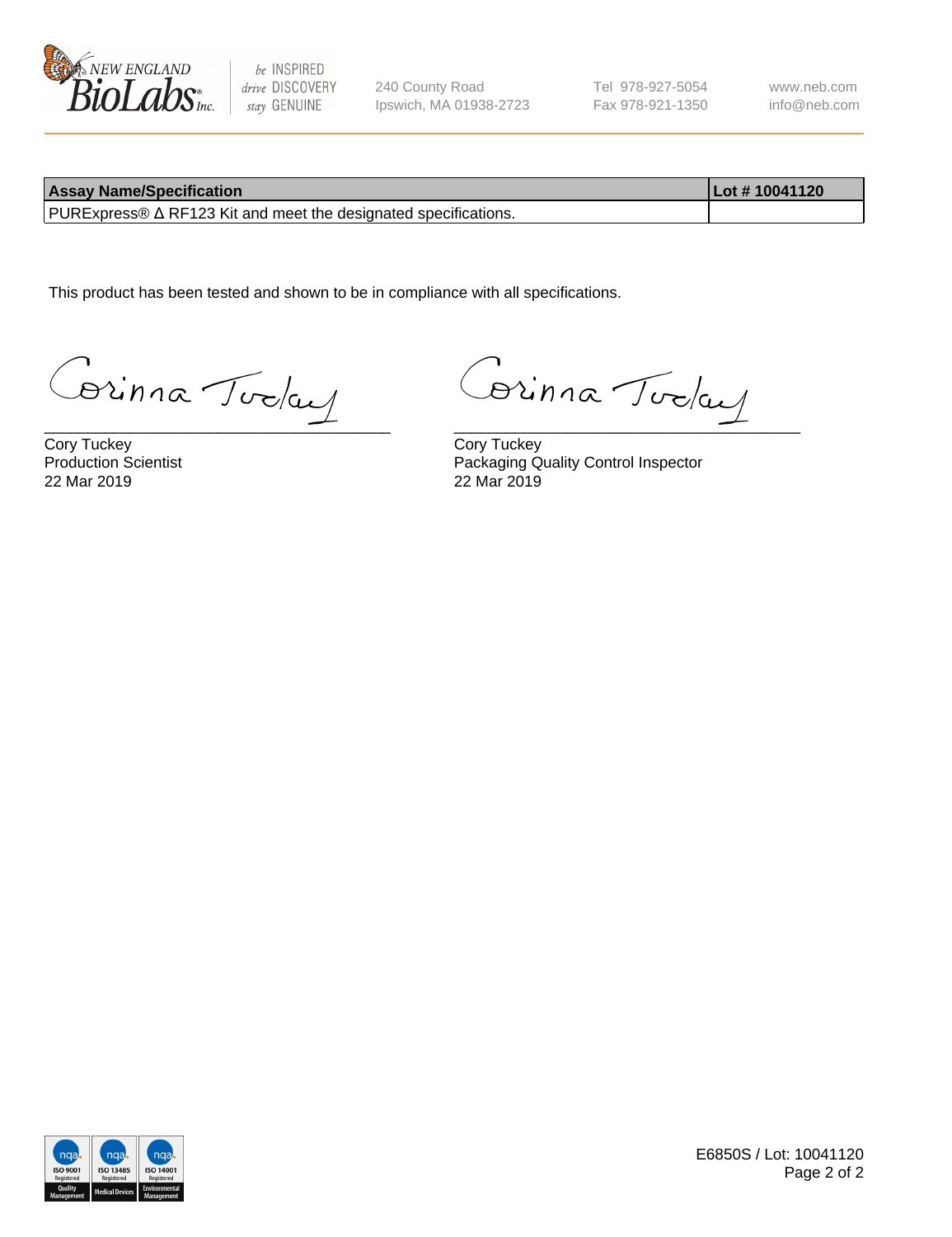| Assay Name/Specification | Lot # 10041120 |
| --- | --- |
| PURExpress® Δ RF123 Kit and meet the designated specifications. | |

This product has been tested and shown to be in compliance with all specifications.

Cory Tuckey
Production Scientist
22 Mar 2019

Cory Tuckey
Packaging Quality Control Inspector
22 Mar 2019

E6850S / Lot: 10041120